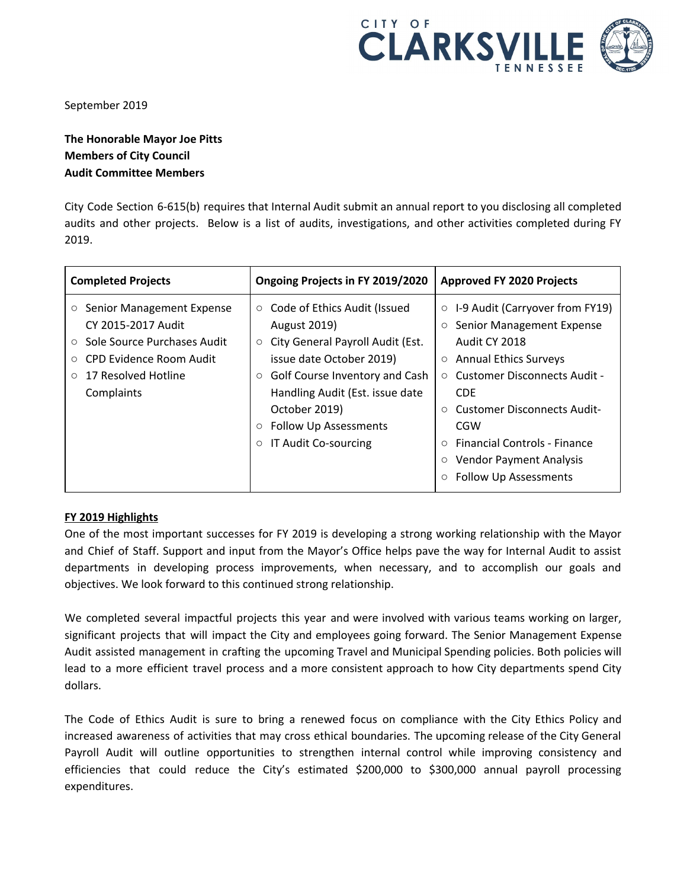September 2019

**The Honorable Mayor Joe Pitts**
**Members of City Council**
**Audit Committee Members**

City Code Section 6-615(b) requires that Internal Audit submit an annual report to you disclosing all completed audits and other projects. Below is a list of audits, investigations, and other activities completed during FY 2019.

| Completed Projects | Ongoing Projects in FY 2019/2020 | Approved FY 2020 Projects |
|---|---|---|
| ○ Senior Management Expense CY 2015-2017 Audit<br>○ Sole Source Purchases Audit<br>○ CPD Evidence Room Audit<br>○ 17 Resolved Hotline Complaints | ○ Code of Ethics Audit (Issued August 2019)<br>○ City General Payroll Audit (Est. issue date October 2019)<br>○ Golf Course Inventory and Cash Handling Audit (Est. issue date October 2019)<br>○ Follow Up Assessments<br>○ IT Audit Co-sourcing | ○ I-9 Audit (Carryover from FY19)<br>○ Senior Management Expense Audit CY 2018<br>○ Annual Ethics Surveys<br>○ Customer Disconnects Audit - CDE<br>○ Customer Disconnects Audit- CGW<br>○ Financial Controls - Finance<br>○ Vendor Payment Analysis<br>○ Follow Up Assessments |

**FY 2019 Highlights**

One of the most important successes for FY 2019 is developing a strong working relationship with the Mayor and Chief of Staff. Support and input from the Mayor's Office helps pave the way for Internal Audit to assist departments in developing process improvements, when necessary, and to accomplish our goals and objectives. We look forward to this continued strong relationship.

We completed several impactful projects this year and were involved with various teams working on larger, significant projects that will impact the City and employees going forward. The Senior Management Expense Audit assisted management in crafting the upcoming Travel and Municipal Spending policies. Both policies will lead to a more efficient travel process and a more consistent approach to how City departments spend City dollars.

The Code of Ethics Audit is sure to bring a renewed focus on compliance with the City Ethics Policy and increased awareness of activities that may cross ethical boundaries. The upcoming release of the City General Payroll Audit will outline opportunities to strengthen internal control while improving consistency and efficiencies that could reduce the City's estimated \$200,000 to \$300,000 annual payroll processing expenditures.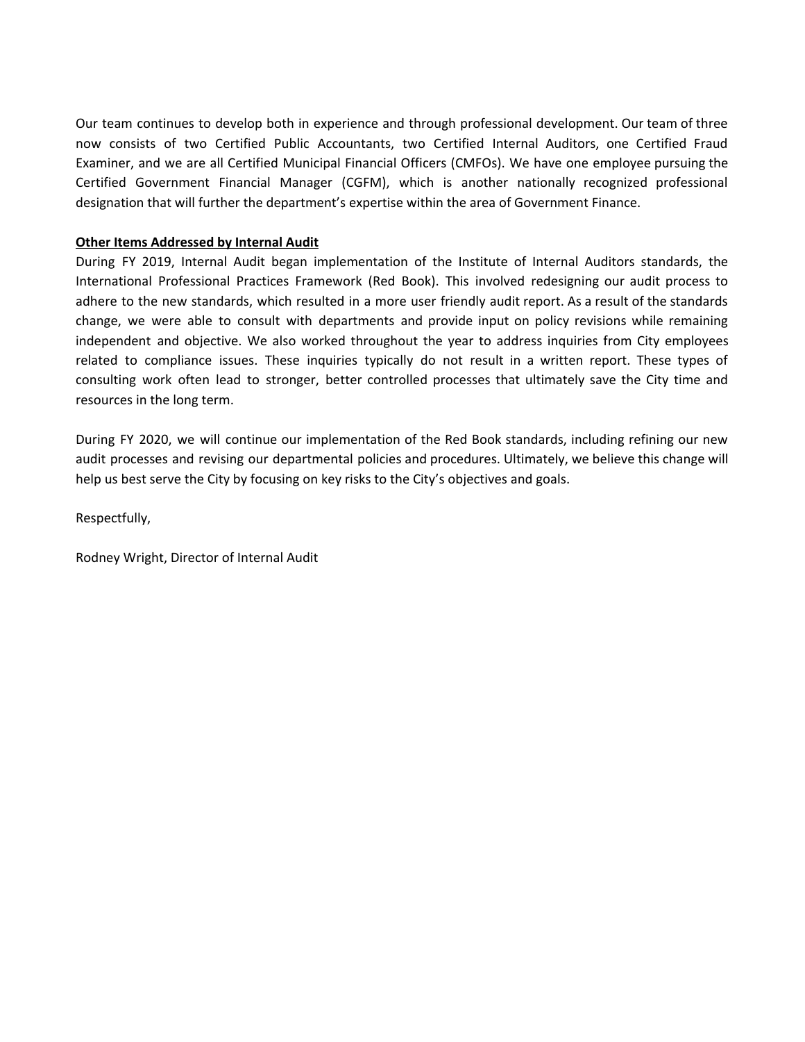Our team continues to develop both in experience and through professional development. Our team of three now consists of two Certified Public Accountants, two Certified Internal Auditors, one Certified Fraud Examiner, and we are all Certified Municipal Financial Officers (CMFOs). We have one employee pursuing the Certified Government Financial Manager (CGFM), which is another nationally recognized professional designation that will further the department's expertise within the area of Government Finance.

**Other Items Addressed by Internal Audit**

During FY 2019, Internal Audit began implementation of the Institute of Internal Auditors standards, the International Professional Practices Framework (Red Book). This involved redesigning our audit process to adhere to the new standards, which resulted in a more user friendly audit report. As a result of the standards change, we were able to consult with departments and provide input on policy revisions while remaining independent and objective. We also worked throughout the year to address inquiries from City employees related to compliance issues. These inquiries typically do not result in a written report. These types of consulting work often lead to stronger, better controlled processes that ultimately save the City time and resources in the long term.

During FY 2020, we will continue our implementation of the Red Book standards, including refining our new audit processes and revising our departmental policies and procedures. Ultimately, we believe this change will help us best serve the City by focusing on key risks to the City's objectives and goals.

Respectfully,

Rodney Wright, Director of Internal Audit